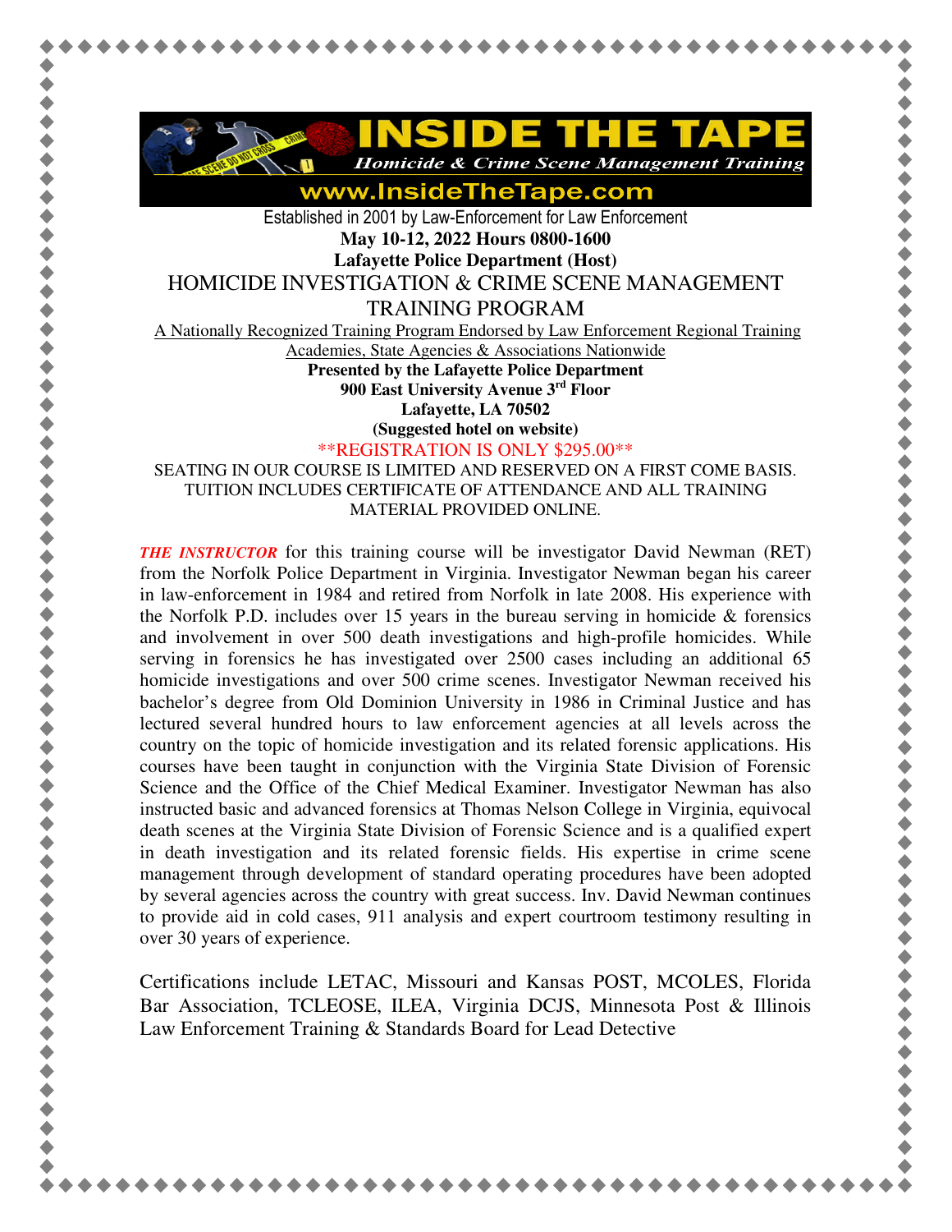# INSIDE THE TAPE

*Homicide & Crime Scene Management Training*

www.InsideTheTape.com

Established in 2001 by Law-Enforcement for Law Enforcement

**May 10-12, 2022 Hours 0800-1600**

**Lafayette Police Department (Host)**

## HOMICIDE INVESTIGATION & CRIME SCENE MANAGEMENT TRAINING PROGRAM

A Nationally Recognized Training Program Endorsed by Law Enforcement Regional Training Academies, State Agencies & Associations Nationwide

**Presented by the Lafayette Police Department**

**900 East University Avenue 3rd Floor**

**Lafayette, LA 70502**

**(Suggested hotel on website)**

\*\*REGISTRATION IS ONLY $295.00\*\*

SEATING IN OUR COURSE IS LIMITED AND RESERVED ON A FIRST COME BASIS. TUITION INCLUDES CERTIFICATE OF ATTENDANCE AND ALL TRAINING MATERIAL PROVIDED ONLINE.

***THE INSTRUCTOR*** for this training course will be investigator David Newman (RET) from the Norfolk Police Department in Virginia. Investigator Newman began his career in law-enforcement in 1984 and retired from Norfolk in late 2008. His experience with the Norfolk P.D. includes over 15 years in the bureau serving in homicide & forensics and involvement in over 500 death investigations and high-profile homicides. While serving in forensics he has investigated over 2500 cases including an additional 65 homicide investigations and over 500 crime scenes. Investigator Newman received his bachelor's degree from Old Dominion University in 1986 in Criminal Justice and has lectured several hundred hours to law enforcement agencies at all levels across the country on the topic of homicide investigation and its related forensic applications. His courses have been taught in conjunction with the Virginia State Division of Forensic Science and the Office of the Chief Medical Examiner. Investigator Newman has also instructed basic and advanced forensics at Thomas Nelson College in Virginia, equivocal death scenes at the Virginia State Division of Forensic Science and is a qualified expert in death investigation and its related forensic fields. His expertise in crime scene management through development of standard operating procedures have been adopted by several agencies across the country with great success. Inv. David Newman continues to provide aid in cold cases, 911 analysis and expert courtroom testimony resulting in over 30 years of experience.

Certifications include LETAC, Missouri and Kansas POST, MCOLES, Florida Bar Association, TCLEOSE, ILEA, Virginia DCJS, Minnesota Post & Illinois Law Enforcement Training & Standards Board for Lead Detective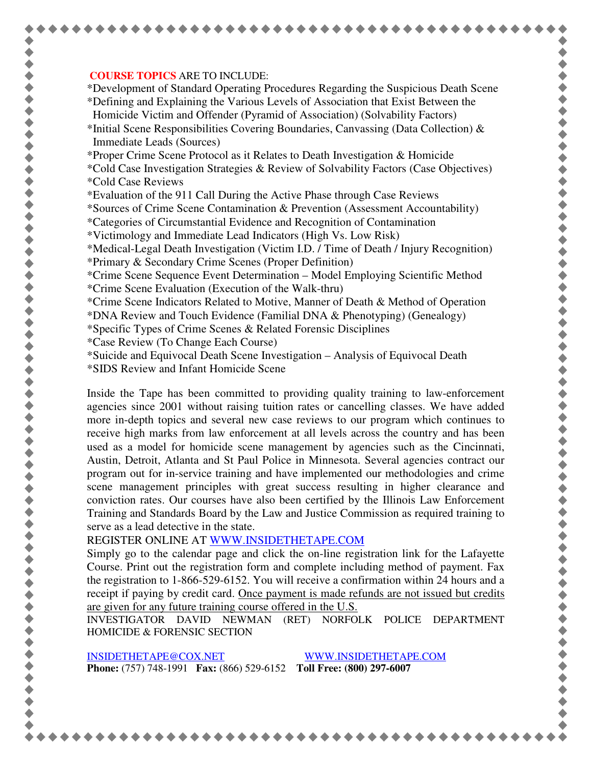**COURSE TOPICS** ARE TO INCLUDE:

*Development of Standard Operating Procedures Regarding the Suspicious Death Scene
*Defining and Explaining the Various Levels of Association that Exist Between the Homicide Victim and Offender (Pyramid of Association) (Solvability Factors)
*Initial Scene Responsibilities Covering Boundaries, Canvassing (Data Collection) & Immediate Leads (Sources)
*Proper Crime Scene Protocol as it Relates to Death Investigation & Homicide
*Cold Case Investigation Strategies & Review of Solvability Factors (Case Objectives)
*Cold Case Reviews
*Evaluation of the 911 Call During the Active Phase through Case Reviews
*Sources of Crime Scene Contamination & Prevention (Assessment Accountability)
*Categories of Circumstantial Evidence and Recognition of Contamination
*Victimology and Immediate Lead Indicators (High Vs. Low Risk)
*Medical-Legal Death Investigation (Victim I.D. / Time of Death / Injury Recognition)
*Primary & Secondary Crime Scenes (Proper Definition)
*Crime Scene Sequence Event Determination – Model Employing Scientific Method
*Crime Scene Evaluation (Execution of the Walk-thru)
*Crime Scene Indicators Related to Motive, Manner of Death & Method of Operation
*DNA Review and Touch Evidence (Familial DNA & Phenotyping) (Genealogy)
*Specific Types of Crime Scenes & Related Forensic Disciplines
*Case Review (To Change Each Course)
*Suicide and Equivocal Death Scene Investigation – Analysis of Equivocal Death
*SIDS Review and Infant Homicide Scene

Inside the Tape has been committed to providing quality training to law-enforcement agencies since 2001 without raising tuition rates or cancelling classes. We have added more in-depth topics and several new case reviews to our program which continues to receive high marks from law enforcement at all levels across the country and has been used as a model for homicide scene management by agencies such as the Cincinnati, Austin, Detroit, Atlanta and St Paul Police in Minnesota. Several agencies contract our program out for in-service training and have implemented our methodologies and crime scene management principles with great success resulting in higher clearance and conviction rates. Our courses have also been certified by the Illinois Law Enforcement Training and Standards Board by the Law and Justice Commission as required training to serve as a lead detective in the state.

REGISTER ONLINE AT [WWW.INSIDETHETAPE.COM](http://WWW.INSIDETHETAPE.COM)

Simply go to the calendar page and click the on-line registration link for the Lafayette Course. Print out the registration form and complete including method of payment. Fax the registration to 1-866-529-6152. You will receive a confirmation within 24 hours and a receipt if paying by credit card. Once payment is made refunds are not issued but credits are given for any future training course offered in the U.S.

INVESTIGATOR DAVID NEWMAN (RET) NORFOLK POLICE DEPARTMENT HOMICIDE & FORENSIC SECTION

INSIDETHETAPE@COX.NET    [WWW.INSIDETHETAPE.COM](http://WWW.INSIDETHETAPE.COM)

**Phone:** (757) 748-1991 **Fax:** (866) 529-6152 **Toll Free: (800) 297-6007**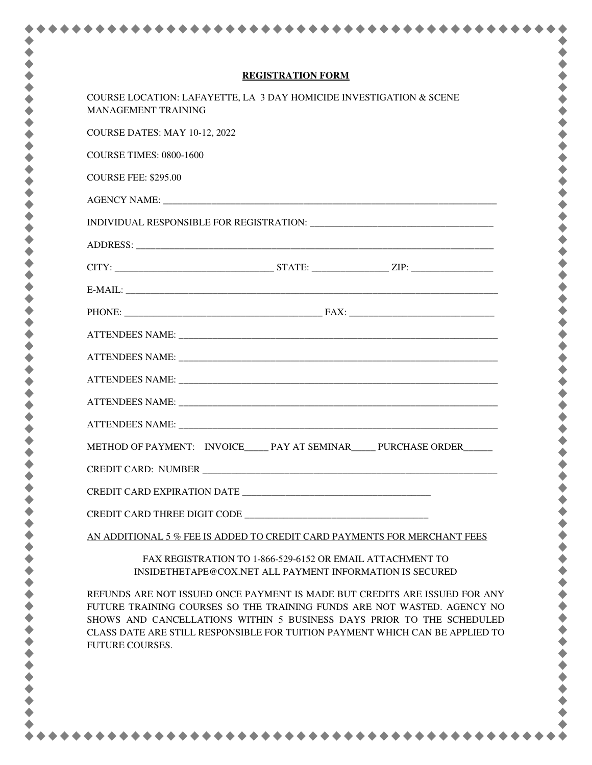## REGISTRATION FORM

COURSE LOCATION: LAFAYETTE, LA 3 DAY HOMICIDE INVESTIGATION & SCENE MANAGEMENT TRAINING

COURSE DATES: MAY 10-12, 2022

COURSE TIMES: 0800-1600

COURSE FEE: $295.00

AGENCY NAME: ______________________________________________________________________

INDIVIDUAL RESPONSIBLE FOR REGISTRATION: ____________________________________

ADDRESS: __________________________________________________________________________

CITY: _______________________________ STATE: _______________ ZIP: ________________

E-MAIL: ___________________________________________________________________________

PHONE: ________________________________________ FAX: _____________________________

ATTENDEES NAME: __________________________________________________________________

ATTENDEES NAME: __________________________________________________________________

ATTENDEES NAME: __________________________________________________________________

ATTENDEES NAME: __________________________________________________________________

ATTENDEES NAME: __________________________________________________________________

METHOD OF PAYMENT: INVOICE_____ PAY AT SEMINAR_____ PURCHASE ORDER______

CREDIT CARD: NUMBER _____________________________________________________________

CREDIT CARD EXPIRATION DATE _____________________________________

CREDIT CARD THREE DIGIT CODE ____________________________________

AN ADDITIONAL 5 % FEE IS ADDED TO CREDIT CARD PAYMENTS FOR MERCHANT FEES

FAX REGISTRATION TO 1-866-529-6152 OR EMAIL ATTACHMENT TO INSIDETHETAPE@COX.NET ALL PAYMENT INFORMATION IS SECURED

REFUNDS ARE NOT ISSUED ONCE PAYMENT IS MADE BUT CREDITS ARE ISSUED FOR ANY FUTURE TRAINING COURSES SO THE TRAINING FUNDS ARE NOT WASTED. AGENCY NO SHOWS AND CANCELLATIONS WITHIN 5 BUSINESS DAYS PRIOR TO THE SCHEDULED CLASS DATE ARE STILL RESPONSIBLE FOR TUITION PAYMENT WHICH CAN BE APPLIED TO FUTURE COURSES.